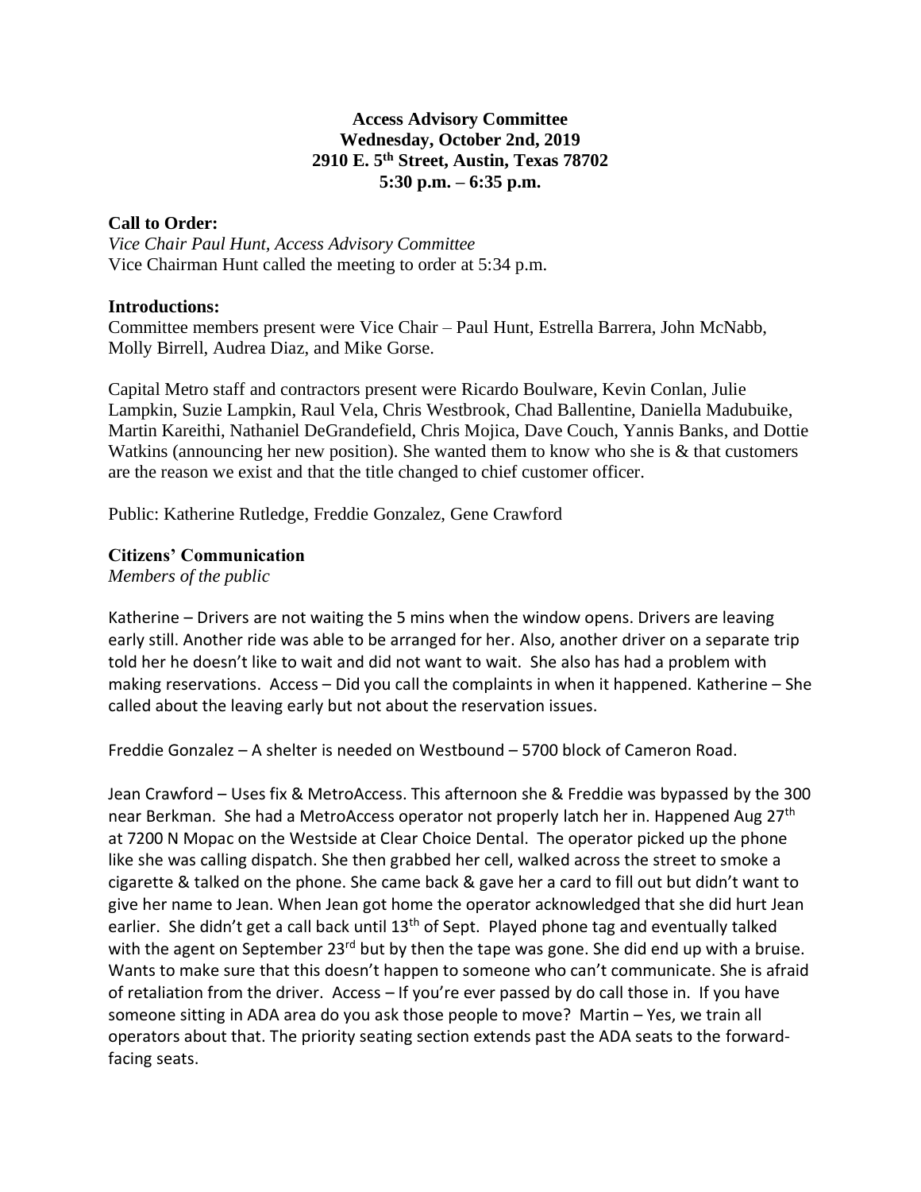# Access Advisory Committee

**Wednesday, October 2nd, 2019**
**2910 E. 5th Street, Austin, Texas 78702**
**5:30 p.m. – 6:35 p.m.**

## Call to Order:

*Vice Chair Paul Hunt, Access Advisory Committee*
Vice Chairman Hunt called the meeting to order at 5:34 p.m.

## Introductions:

Committee members present were Vice Chair – Paul Hunt, Estrella Barrera, John McNabb, Molly Birrell, Audrea Diaz, and Mike Gorse.

Capital Metro staff and contractors present were Ricardo Boulware, Kevin Conlan, Julie Lampkin, Suzie Lampkin, Raul Vela, Chris Westbrook, Chad Ballentine, Daniella Madubuike, Martin Kareithi, Nathaniel DeGrandefield, Chris Mojica, Dave Couch, Yannis Banks, and Dottie Watkins (announcing her new position). She wanted them to know who she is & that customers are the reason we exist and that the title changed to chief customer officer.

Public: Katherine Rutledge, Freddie Gonzalez, Gene Crawford

## Citizens' Communication

*Members of the public*

Katherine – Drivers are not waiting the 5 mins when the window opens. Drivers are leaving early still. Another ride was able to be arranged for her. Also, another driver on a separate trip told her he doesn't like to wait and did not want to wait. She also has had a problem with making reservations. Access – Did you call the complaints in when it happened. Katherine – She called about the leaving early but not about the reservation issues.

Freddie Gonzalez – A shelter is needed on Westbound – 5700 block of Cameron Road.

Jean Crawford – Uses fix & MetroAccess. This afternoon she & Freddie was bypassed by the 300 near Berkman. She had a MetroAccess operator not properly latch her in. Happened Aug 27th at 7200 N Mopac on the Westside at Clear Choice Dental. The operator picked up the phone like she was calling dispatch. She then grabbed her cell, walked across the street to smoke a cigarette & talked on the phone. She came back & gave her a card to fill out but didn't want to give her name to Jean. When Jean got home the operator acknowledged that she did hurt Jean earlier. She didn't get a call back until 13th of Sept. Played phone tag and eventually talked with the agent on September 23rd but by then the tape was gone. She did end up with a bruise. Wants to make sure that this doesn't happen to someone who can't communicate. She is afraid of retaliation from the driver. Access – If you're ever passed by do call those in. If you have someone sitting in ADA area do you ask those people to move? Martin – Yes, we train all operators about that. The priority seating section extends past the ADA seats to the forward-facing seats.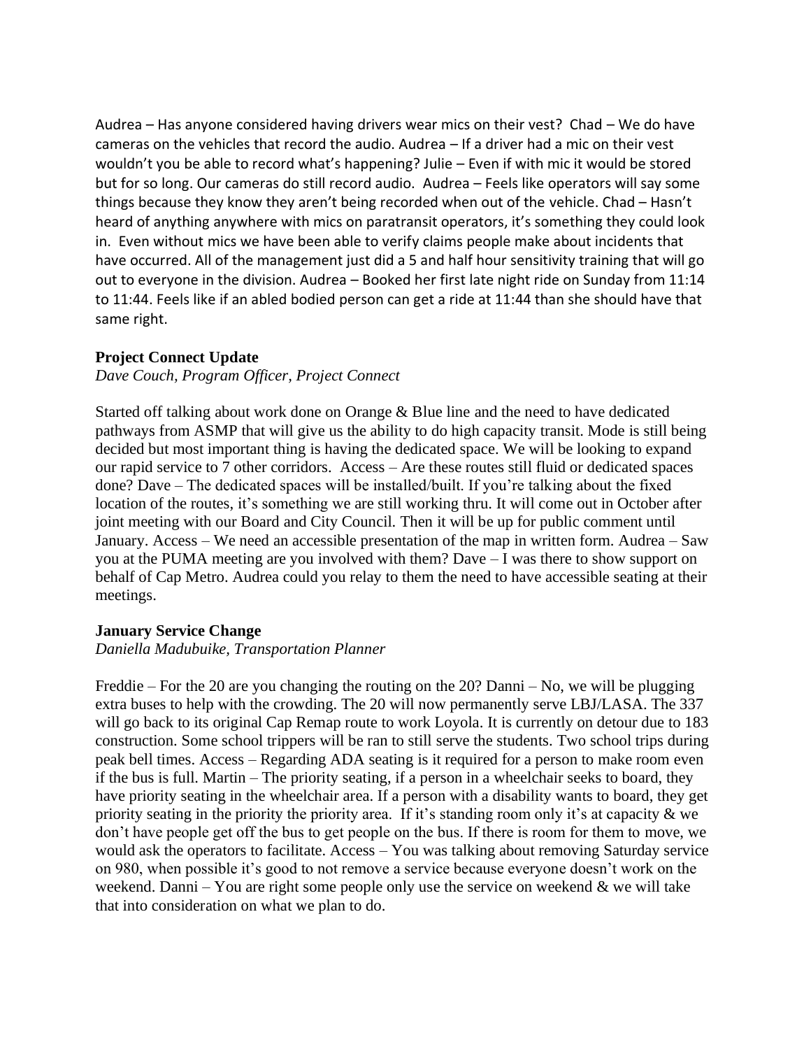Audrea – Has anyone considered having drivers wear mics on their vest? Chad – We do have cameras on the vehicles that record the audio. Audrea – If a driver had a mic on their vest wouldn't you be able to record what's happening? Julie – Even if with mic it would be stored but for so long. Our cameras do still record audio. Audrea – Feels like operators will say some things because they know they aren't being recorded when out of the vehicle. Chad – Hasn't heard of anything anywhere with mics on paratransit operators, it's something they could look in. Even without mics we have been able to verify claims people make about incidents that have occurred. All of the management just did a 5 and half hour sensitivity training that will go out to everyone in the division. Audrea – Booked her first late night ride on Sunday from 11:14 to 11:44. Feels like if an abled bodied person can get a ride at 11:44 than she should have that same right.

### Project Connect Update

*Dave Couch, Program Officer, Project Connect*

Started off talking about work done on Orange & Blue line and the need to have dedicated pathways from ASMP that will give us the ability to do high capacity transit. Mode is still being decided but most important thing is having the dedicated space. We will be looking to expand our rapid service to 7 other corridors. Access – Are these routes still fluid or dedicated spaces done? Dave – The dedicated spaces will be installed/built. If you're talking about the fixed location of the routes, it's something we are still working thru. It will come out in October after joint meeting with our Board and City Council. Then it will be up for public comment until January. Access – We need an accessible presentation of the map in written form. Audrea – Saw you at the PUMA meeting are you involved with them? Dave – I was there to show support on behalf of Cap Metro. Audrea could you relay to them the need to have accessible seating at their meetings.

### January Service Change

*Daniella Madubuike, Transportation Planner*

Freddie – For the 20 are you changing the routing on the 20? Danni – No, we will be plugging extra buses to help with the crowding. The 20 will now permanently serve LBJ/LASA. The 337 will go back to its original Cap Remap route to work Loyola. It is currently on detour due to 183 construction. Some school trippers will be ran to still serve the students. Two school trips during peak bell times. Access – Regarding ADA seating is it required for a person to make room even if the bus is full. Martin – The priority seating, if a person in a wheelchair seeks to board, they have priority seating in the wheelchair area. If a person with a disability wants to board, they get priority seating in the priority the priority area. If it's standing room only it's at capacity & we don't have people get off the bus to get people on the bus. If there is room for them to move, we would ask the operators to facilitate. Access – You was talking about removing Saturday service on 980, when possible it's good to not remove a service because everyone doesn't work on the weekend. Danni – You are right some people only use the service on weekend & we will take that into consideration on what we plan to do.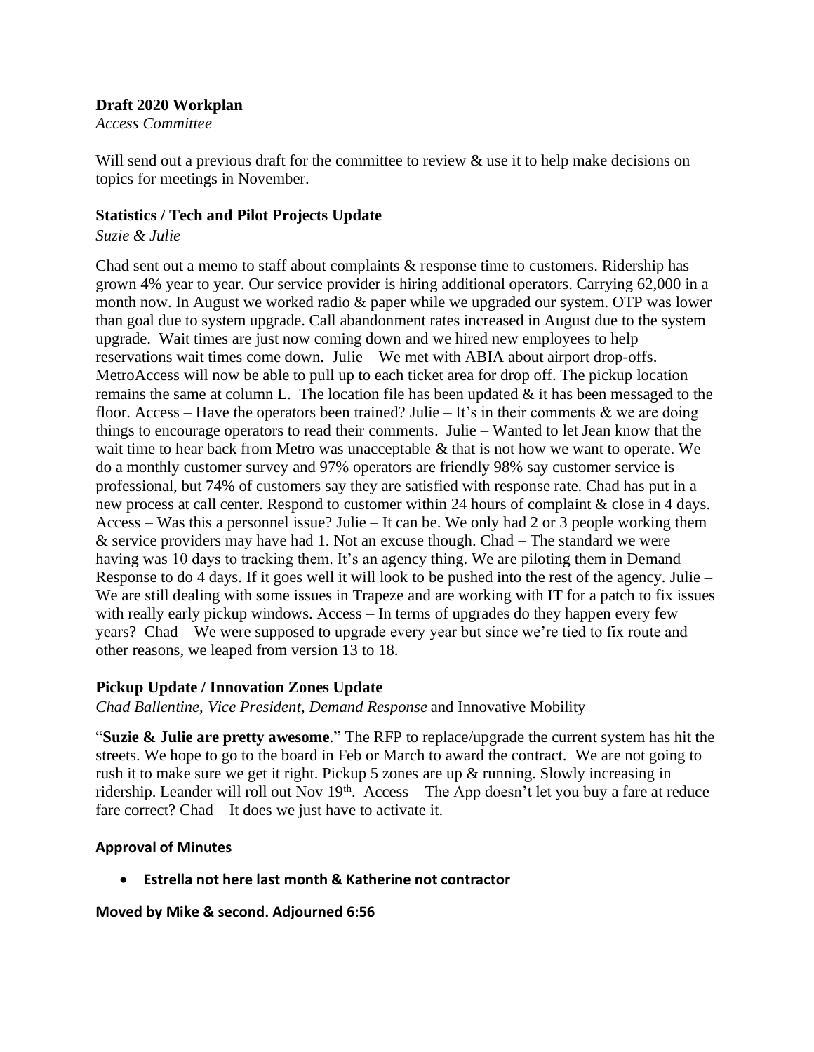**Draft 2020 Workplan**

*Access Committee*

Will send out a previous draft for the committee to review & use it to help make decisions on topics for meetings in November.

### Statistics / Tech and Pilot Projects Update

*Suzie & Julie*

Chad sent out a memo to staff about complaints & response time to customers. Ridership has grown 4% year to year. Our service provider is hiring additional operators. Carrying 62,000 in a month now. In August we worked radio & paper while we upgraded our system. OTP was lower than goal due to system upgrade. Call abandonment rates increased in August due to the system upgrade. Wait times are just now coming down and we hired new employees to help reservations wait times come down. Julie – We met with ABIA about airport drop-offs. MetroAccess will now be able to pull up to each ticket area for drop off. The pickup location remains the same at column L. The location file has been updated & it has been messaged to the floor. Access – Have the operators been trained? Julie – It's in their comments & we are doing things to encourage operators to read their comments. Julie – Wanted to let Jean know that the wait time to hear back from Metro was unacceptable & that is not how we want to operate. We do a monthly customer survey and 97% operators are friendly 98% say customer service is professional, but 74% of customers say they are satisfied with response rate. Chad has put in a new process at call center. Respond to customer within 24 hours of complaint & close in 4 days. Access – Was this a personnel issue? Julie – It can be. We only had 2 or 3 people working them & service providers may have had 1. Not an excuse though. Chad – The standard we were having was 10 days to tracking them. It's an agency thing. We are piloting them in Demand Response to do 4 days. If it goes well it will look to be pushed into the rest of the agency. Julie – We are still dealing with some issues in Trapeze and are working with IT for a patch to fix issues with really early pickup windows. Access – In terms of upgrades do they happen every few years? Chad – We were supposed to upgrade every year but since we're tied to fix route and other reasons, we leaped from version 13 to 18.

### Pickup Update / Innovation Zones Update

*Chad Ballentine, Vice President, Demand Response* and Innovative Mobility

"**Suzie & Julie are pretty awesome**." The RFP to replace/upgrade the current system has hit the streets. We hope to go to the board in Feb or March to award the contract. We are not going to rush it to make sure we get it right. Pickup 5 zones are up & running. Slowly increasing in ridership. Leander will roll out Nov 19th. Access – The App doesn't let you buy a fare at reduce fare correct? Chad – It does we just have to activate it.

**Approval of Minutes**

- **Estrella not here last month & Katherine not contractor**

**Moved by Mike & second. Adjourned 6:56**